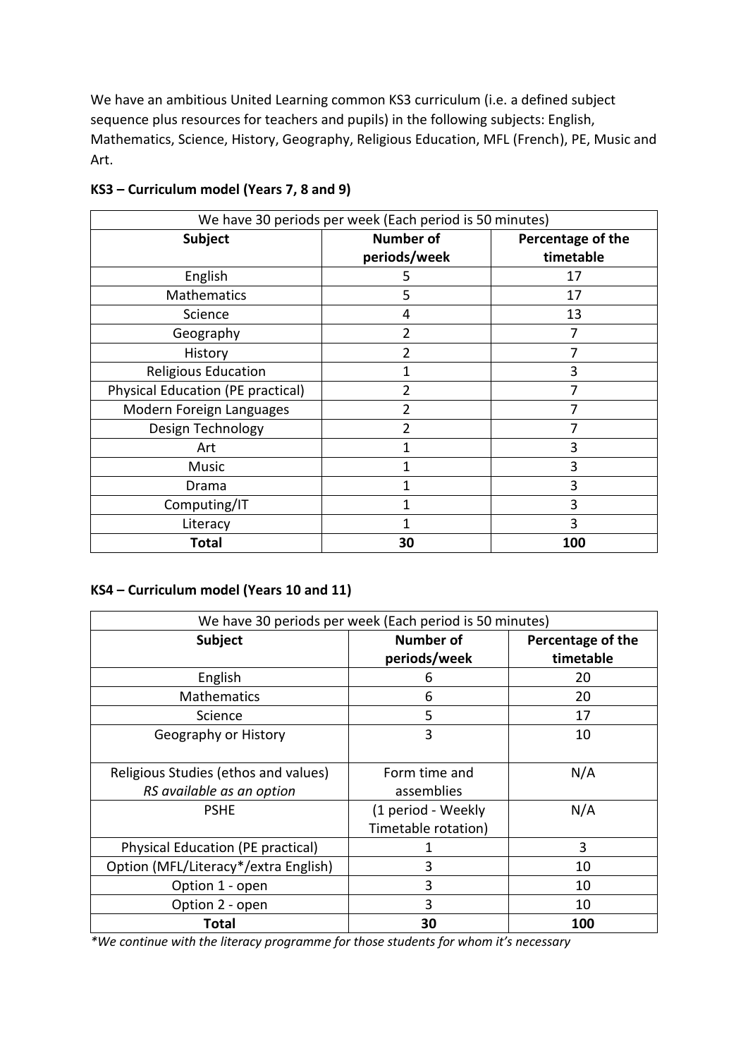We have an ambitious United Learning common KS3 curriculum (i.e. a defined subject sequence plus resources for teachers and pupils) in the following subjects: English, Mathematics, Science, History, Geography, Religious Education, MFL (French), PE, Music and Art.

**KS3 – Curriculum model (Years 7, 8 and 9)**

| We have 30 periods per week (Each period is 50 minutes) | | |
|---|---|---|
| **Subject** | **Number of periods/week** | **Percentage of the timetable** |
| English | 5 | 17 |
| Mathematics | 5 | 17 |
| Science | 4 | 13 |
| Geography | 2 | 7 |
| History | 2 | 7 |
| Religious Education | 1 | 3 |
| Physical Education (PE practical) | 2 | 7 |
| Modern Foreign Languages | 2 | 7 |
| Design Technology | 2 | 7 |
| Art | 1 | 3 |
| Music | 1 | 3 |
| Drama | 1 | 3 |
| Computing/IT | 1 | 3 |
| Literacy | 1 | 3 |
| **Total** | **30** | **100** |

**KS4 – Curriculum model (Years 10 and 11)**

| We have 30 periods per week (Each period is 50 minutes) | | |
|---|---|---|
| **Subject** | **Number of periods/week** | **Percentage of the timetable** |
| English | 6 | 20 |
| Mathematics | 6 | 20 |
| Science | 5 | 17 |
| Geography or History | 3 | 10 |
| Religious Studies (ethos and values) *RS available as an option* | Form time and assemblies | N/A |
| PSHE | (1 period - Weekly Timetable rotation) | N/A |
| Physical Education (PE practical) | 1 | 3 |
| Option (MFL/Literacy*/extra English) | 3 | 10 |
| Option 1 - open | 3 | 10 |
| Option 2 - open | 3 | 10 |
| **Total** | **30** | **100** |

*\*We continue with the literacy programme for those students for whom it's necessary*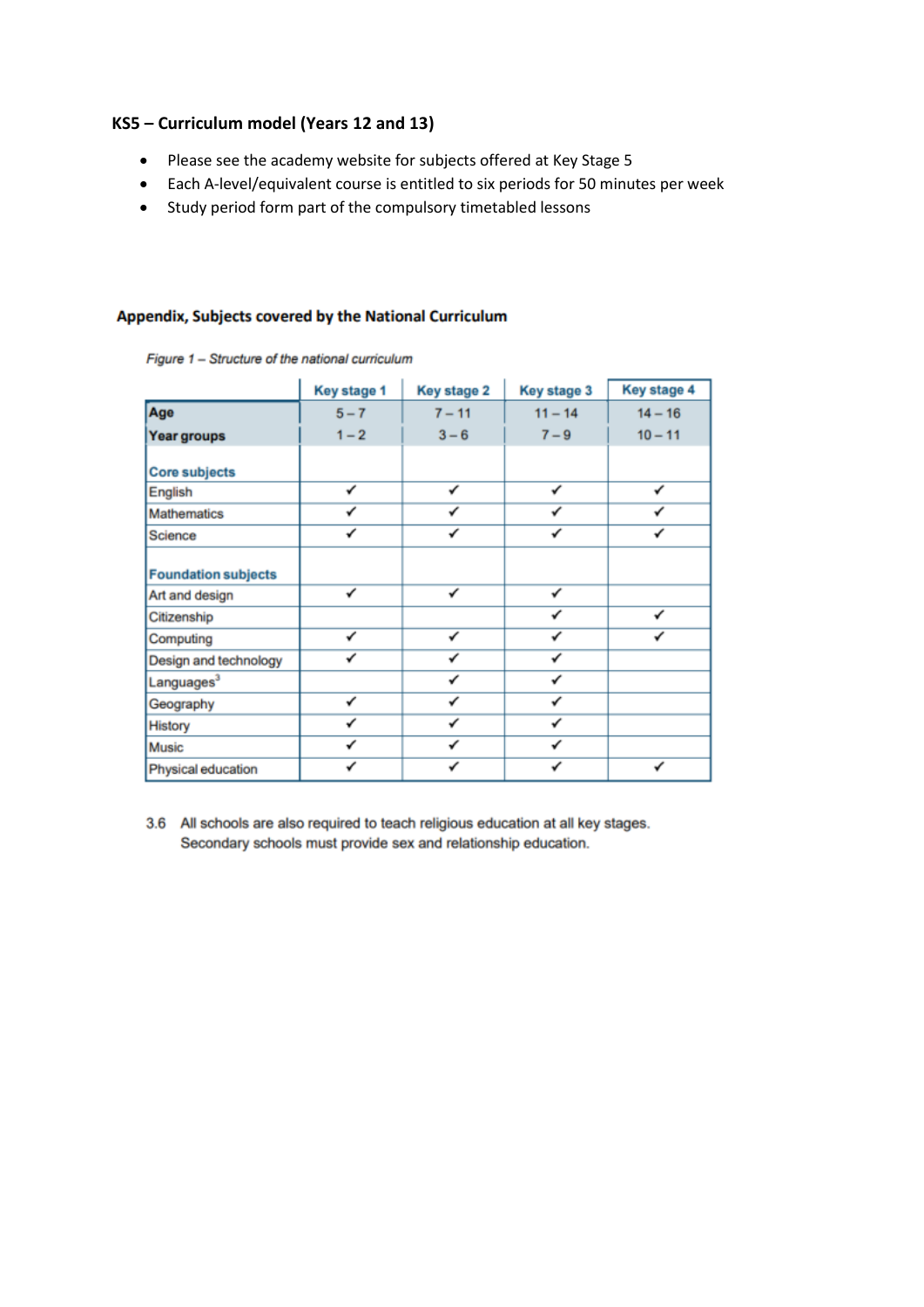## KS5 – Curriculum model (Years 12 and 13)

- Please see the academy website for subjects offered at Key Stage 5
- Each A-level/equivalent course is entitled to six periods for 50 minutes per week
- Study period form part of the compulsory timetabled lessons

## Appendix, Subjects covered by the National Curriculum

*Figure 1 – Structure of the national curriculum*

| | Key stage 1 | Key stage 2 | Key stage 3 | Key stage 4 |
|---|---|---|---|---|
| **Age** | 5 – 7 | 7 – 11 | 11 – 14 | 14 – 16 |
| **Year groups** | 1 – 2 | 3 – 6 | 7 – 9 | 10 – 11 |
| **Core subjects** | | | | |
| English | ✓ | ✓ | ✓ | ✓ |
| Mathematics | ✓ | ✓ | ✓ | ✓ |
| Science | ✓ | ✓ | ✓ | ✓ |
| **Foundation subjects** | | | | |
| Art and design | ✓ | ✓ | ✓ | |
| Citizenship | | | ✓ | ✓ |
| Computing | ✓ | ✓ | ✓ | ✓ |
| Design and technology | ✓ | ✓ | ✓ | |
| Languages[3] | | ✓ | ✓ | |
| Geography | ✓ | ✓ | ✓ | |
| History | ✓ | ✓ | ✓ | |
| Music | ✓ | ✓ | ✓ | |
| Physical education | ✓ | ✓ | ✓ | ✓ |

3.6 All schools are also required to teach religious education at all key stages. Secondary schools must provide sex and relationship education.